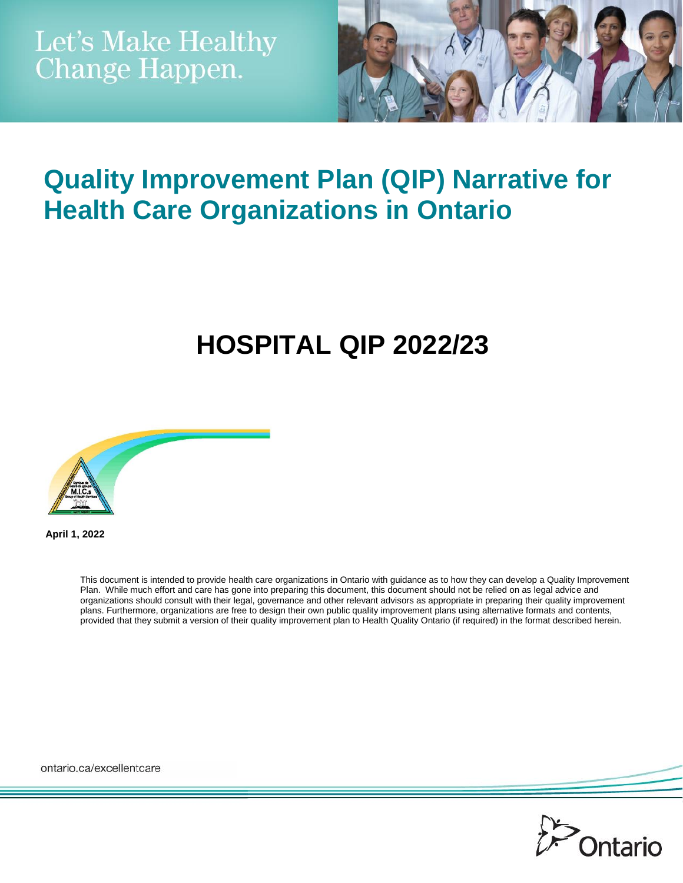Let's Make Healthy Change Happen.

# Quality Improvement Plan (QIP) Narrative for Health Care Organizations in Ontario

## HOSPITAL QIP 2022/23

**April 1, 2022**

This document is intended to provide health care organizations in Ontario with guidance as to how they can develop a Quality Improvement Plan. While much effort and care has gone into preparing this document, this document should not be relied on as legal advice and organizations should consult with their legal, governance and other relevant advisors as appropriate in preparing their quality improvement plans. Furthermore, organizations are free to design their own public quality improvement plans using alternative formats and contents, provided that they submit a version of their quality improvement plan to Health Quality Ontario (if required) in the format described herein.

ontario.ca/excellentcare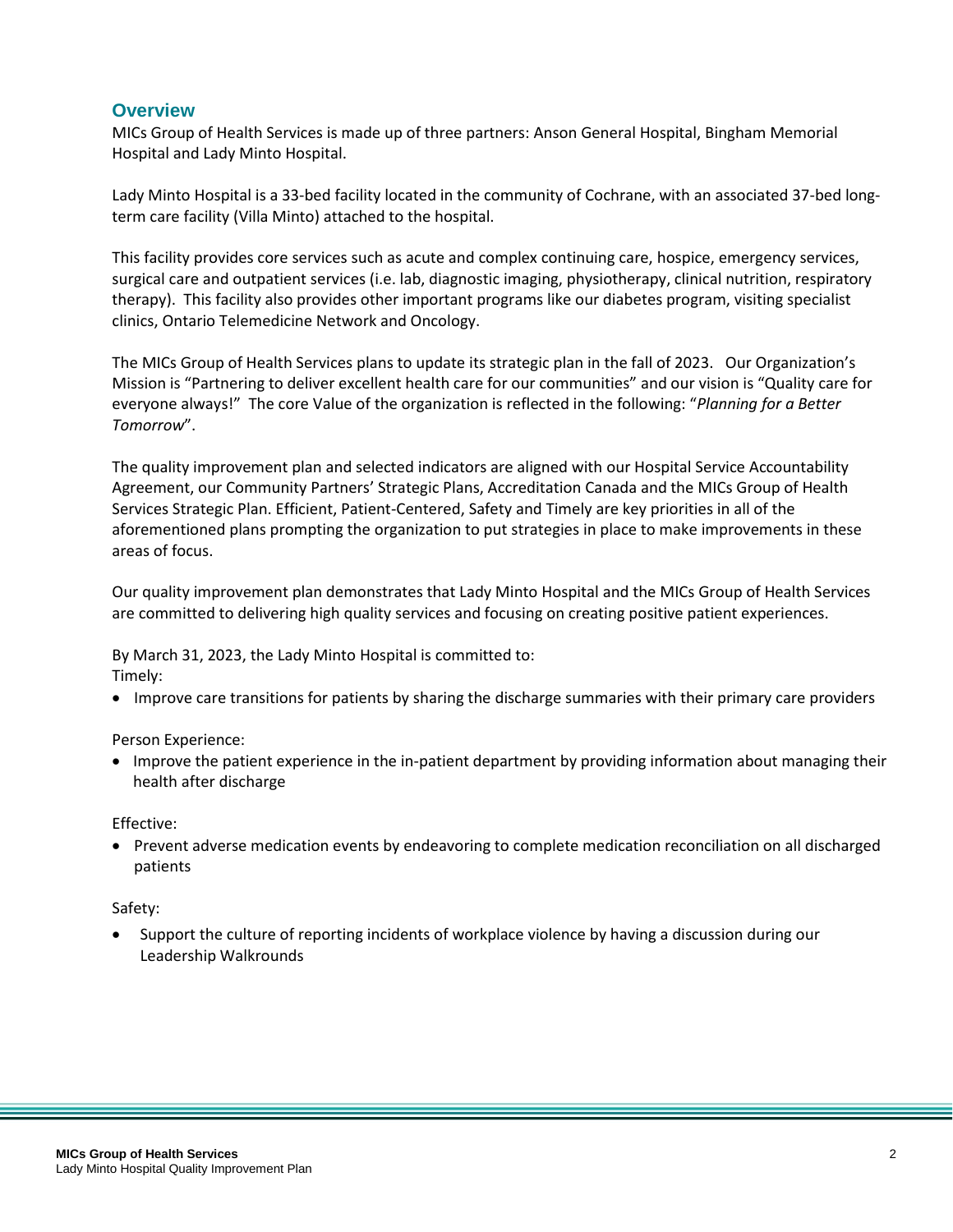## Overview

MICs Group of Health Services is made up of three partners: Anson General Hospital, Bingham Memorial Hospital and Lady Minto Hospital.

Lady Minto Hospital is a 33-bed facility located in the community of Cochrane, with an associated 37-bed long-term care facility (Villa Minto) attached to the hospital.

This facility provides core services such as acute and complex continuing care, hospice, emergency services, surgical care and outpatient services (i.e. lab, diagnostic imaging, physiotherapy, clinical nutrition, respiratory therapy). This facility also provides other important programs like our diabetes program, visiting specialist clinics, Ontario Telemedicine Network and Oncology.

The MICs Group of Health Services plans to update its strategic plan in the fall of 2023. Our Organization's Mission is "Partnering to deliver excellent health care for our communities" and our vision is "Quality care for everyone always!" The core Value of the organization is reflected in the following: "*Planning for a Better Tomorrow*".

The quality improvement plan and selected indicators are aligned with our Hospital Service Accountability Agreement, our Community Partners' Strategic Plans, Accreditation Canada and the MICs Group of Health Services Strategic Plan. Efficient, Patient-Centered, Safety and Timely are key priorities in all of the aforementioned plans prompting the organization to put strategies in place to make improvements in these areas of focus.

Our quality improvement plan demonstrates that Lady Minto Hospital and the MICs Group of Health Services are committed to delivering high quality services and focusing on creating positive patient experiences.

By March 31, 2023, the Lady Minto Hospital is committed to:

Timely:

- Improve care transitions for patients by sharing the discharge summaries with their primary care providers

Person Experience:

- Improve the patient experience in the in-patient department by providing information about managing their health after discharge

Effective:

- Prevent adverse medication events by endeavoring to complete medication reconciliation on all discharged patients

Safety:

- Support the culture of reporting incidents of workplace violence by having a discussion during our Leadership Walkrounds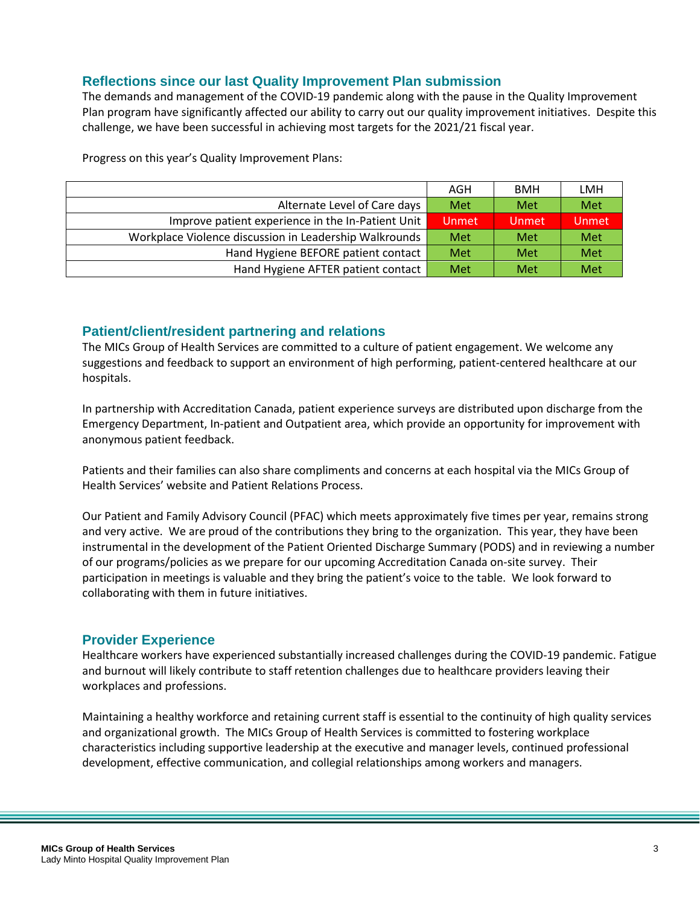## Reflections since our last Quality Improvement Plan submission

The demands and management of the COVID-19 pandemic along with the pause in the Quality Improvement Plan program have significantly affected our ability to carry out our quality improvement initiatives. Despite this challenge, we have been successful in achieving most targets for the 2021/21 fiscal year.

Progress on this year's Quality Improvement Plans:

| | AGH | BMH | LMH |
|---|---|---|---|
| Alternate Level of Care days | Met | Met | Met |
| Improve patient experience in the In-Patient Unit | Unmet | Unmet | Unmet |
| Workplace Violence discussion in Leadership Walkrounds | Met | Met | Met |
| Hand Hygiene BEFORE patient contact | Met | Met | Met |
| Hand Hygiene AFTER patient contact | Met | Met | Met |

## Patient/client/resident partnering and relations

The MICs Group of Health Services are committed to a culture of patient engagement. We welcome any suggestions and feedback to support an environment of high performing, patient-centered healthcare at our hospitals.

In partnership with Accreditation Canada, patient experience surveys are distributed upon discharge from the Emergency Department, In-patient and Outpatient area, which provide an opportunity for improvement with anonymous patient feedback.

Patients and their families can also share compliments and concerns at each hospital via the MICs Group of Health Services' website and Patient Relations Process.

Our Patient and Family Advisory Council (PFAC) which meets approximately five times per year, remains strong and very active. We are proud of the contributions they bring to the organization. This year, they have been instrumental in the development of the Patient Oriented Discharge Summary (PODS) and in reviewing a number of our programs/policies as we prepare for our upcoming Accreditation Canada on-site survey. Their participation in meetings is valuable and they bring the patient's voice to the table. We look forward to collaborating with them in future initiatives.

## Provider Experience

Healthcare workers have experienced substantially increased challenges during the COVID-19 pandemic. Fatigue and burnout will likely contribute to staff retention challenges due to healthcare providers leaving their workplaces and professions.

Maintaining a healthy workforce and retaining current staff is essential to the continuity of high quality services and organizational growth. The MICs Group of Health Services is committed to fostering workplace characteristics including supportive leadership at the executive and manager levels, continued professional development, effective communication, and collegial relationships among workers and managers.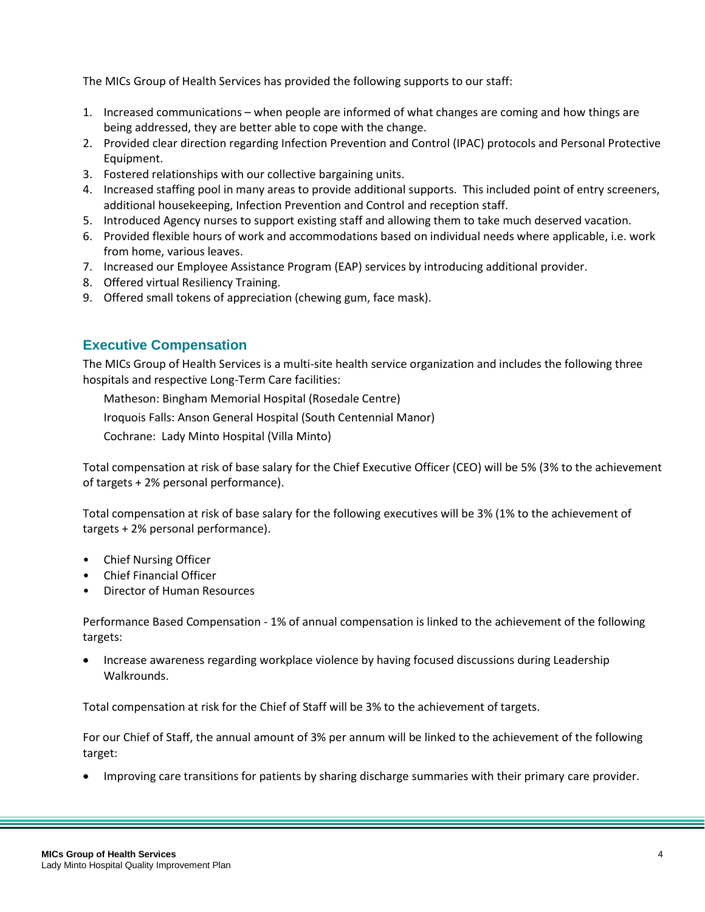The MICs Group of Health Services has provided the following supports to our staff:

1. Increased communications – when people are informed of what changes are coming and how things are being addressed, they are better able to cope with the change.
2. Provided clear direction regarding Infection Prevention and Control (IPAC) protocols and Personal Protective Equipment.
3. Fostered relationships with our collective bargaining units.
4. Increased staffing pool in many areas to provide additional supports. This included point of entry screeners, additional housekeeping, Infection Prevention and Control and reception staff.
5. Introduced Agency nurses to support existing staff and allowing them to take much deserved vacation.
6. Provided flexible hours of work and accommodations based on individual needs where applicable, i.e. work from home, various leaves.
7. Increased our Employee Assistance Program (EAP) services by introducing additional provider.
8. Offered virtual Resiliency Training.
9. Offered small tokens of appreciation (chewing gum, face mask).

## Executive Compensation

The MICs Group of Health Services is a multi-site health service organization and includes the following three hospitals and respective Long-Term Care facilities:

Matheson: Bingham Memorial Hospital (Rosedale Centre)

Iroquois Falls: Anson General Hospital (South Centennial Manor)

Cochrane: Lady Minto Hospital (Villa Minto)

Total compensation at risk of base salary for the Chief Executive Officer (CEO) will be 5% (3% to the achievement of targets + 2% personal performance).

Total compensation at risk of base salary for the following executives will be 3% (1% to the achievement of targets + 2% personal performance).

- Chief Nursing Officer
- Chief Financial Officer
- Director of Human Resources

Performance Based Compensation - 1% of annual compensation is linked to the achievement of the following targets:

- Increase awareness regarding workplace violence by having focused discussions during Leadership Walkrounds.

Total compensation at risk for the Chief of Staff will be 3% to the achievement of targets.

For our Chief of Staff, the annual amount of 3% per annum will be linked to the achievement of the following target:

- Improving care transitions for patients by sharing discharge summaries with their primary care provider.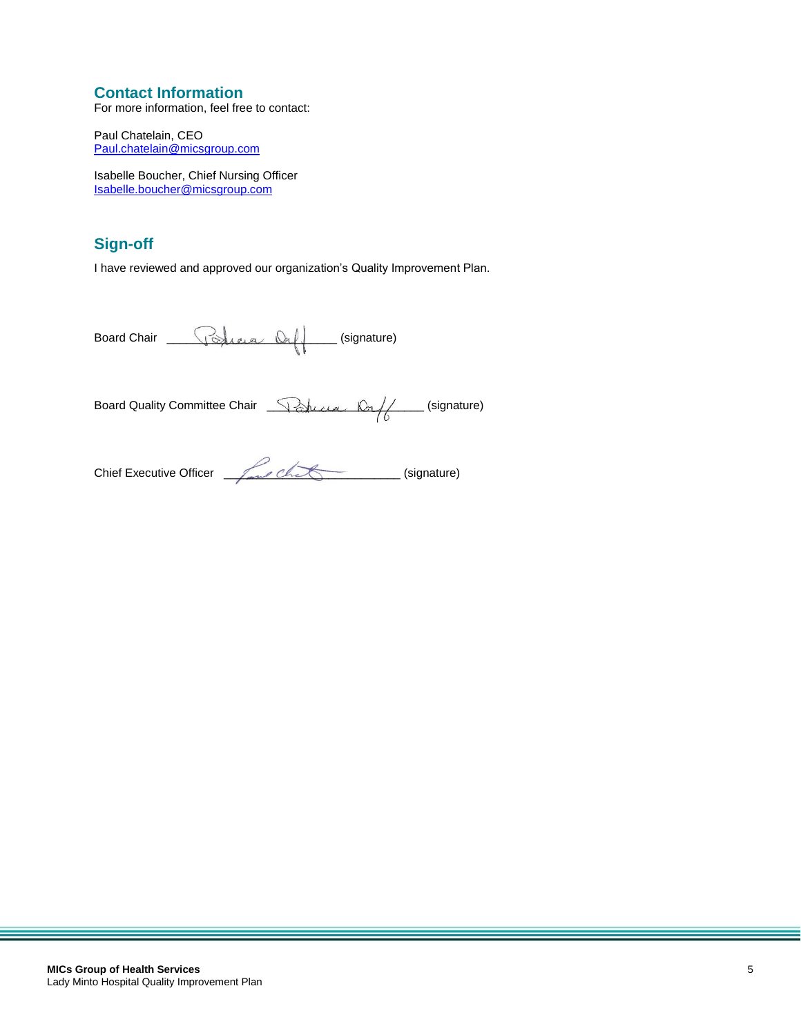## Contact Information

For more information, feel free to contact:

Paul Chatelain, CEO
Paul.chatelain@micsgroup.com

Isabelle Boucher, Chief Nursing Officer
Isabelle.boucher@micsgroup.com

## Sign-off

I have reviewed and approved our organization's Quality Improvement Plan.

Board Chair ____________________ (signature)

Board Quality Committee Chair ____________________ (signature)

Chief Executive Officer ____________________ (signature)